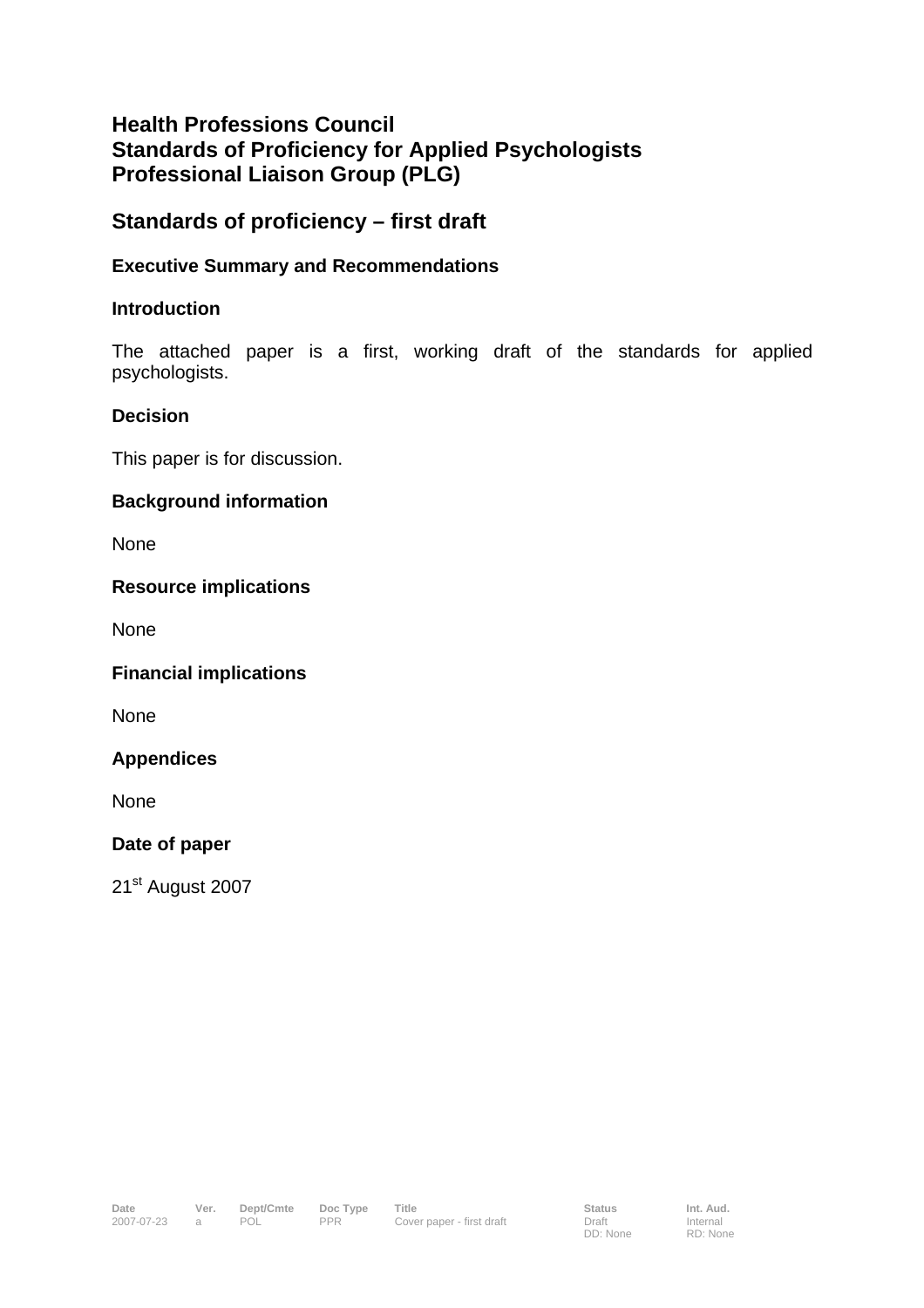# Health Professions Council
# Standards of Proficiency for Applied Psychologists
# Professional Liaison Group (PLG)

## Standards of proficiency – first draft

### Executive Summary and Recommendations

### Introduction

The attached paper is a first, working draft of the standards for applied psychologists.

### Decision

This paper is for discussion.

### Background information

None

### Resource implications

None

### Financial implications

None

### Appendices

None

### Date of paper

21st August 2007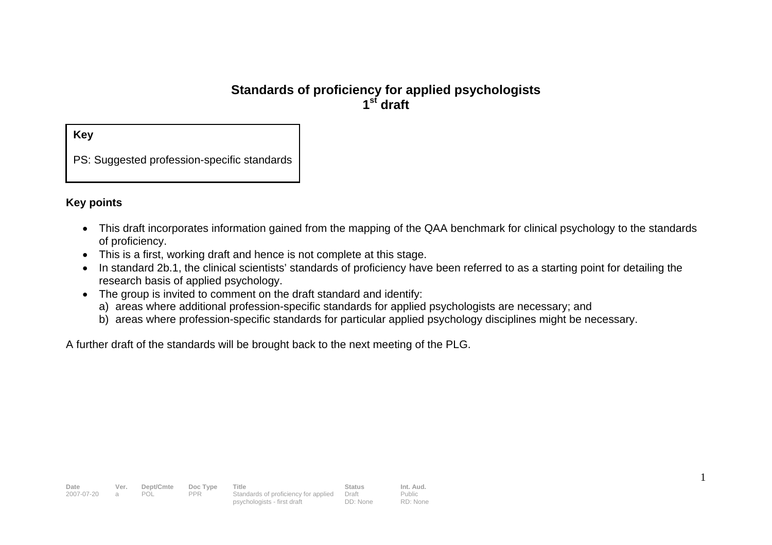# Standards of proficiency for applied psychologists
## 1st draft

**Key**

PS: Suggested profession-specific standards

**Key points**

- This draft incorporates information gained from the mapping of the QAA benchmark for clinical psychology to the standards of proficiency.
- This is a first, working draft and hence is not complete at this stage.
- In standard 2b.1, the clinical scientists' standards of proficiency have been referred to as a starting point for detailing the research basis of applied psychology.
- The group is invited to comment on the draft standard and identify:
  a) areas where additional profession-specific standards for applied psychologists are necessary; and
  b) areas where profession-specific standards for particular applied psychology disciplines might be necessary.

A further draft of the standards will be brought back to the next meeting of the PLG.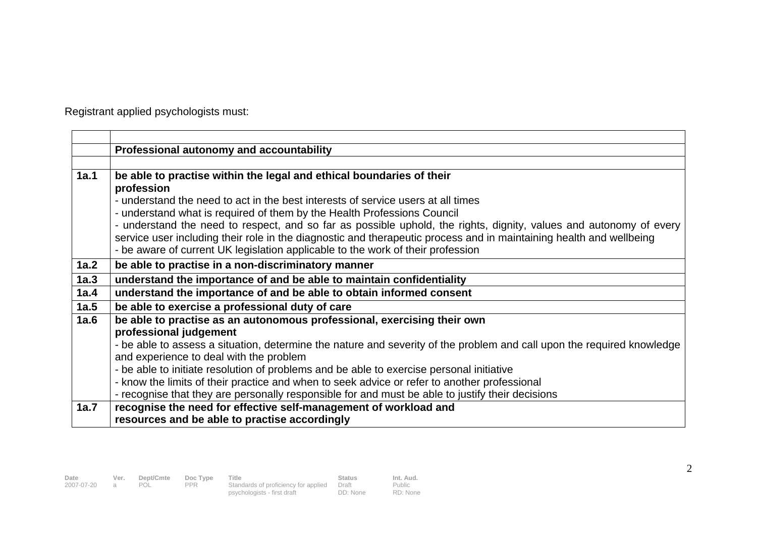Registrant applied psychologists must:

| | |
|---|---|
| | **Professional autonomy and accountability** |
| | |
| **1a.1** | **be able to practise within the legal and ethical boundaries of their profession**<br>- understand the need to act in the best interests of service users at all times<br>- understand what is required of them by the Health Professions Council<br>- understand the need to respect, and so far as possible uphold, the rights, dignity, values and autonomy of every service user including their role in the diagnostic and therapeutic process and in maintaining health and wellbeing<br>- be aware of current UK legislation applicable to the work of their profession |
| **1a.2** | **be able to practise in a non-discriminatory manner** |
| **1a.3** | **understand the importance of and be able to maintain confidentiality** |
| **1a.4** | **understand the importance of and be able to obtain informed consent** |
| **1a.5** | **be able to exercise a professional duty of care** |
| **1a.6** | **be able to practise as an autonomous professional, exercising their own professional judgement**<br>- be able to assess a situation, determine the nature and severity of the problem and call upon the required knowledge and experience to deal with the problem<br>- be able to initiate resolution of problems and be able to exercise personal initiative<br>- know the limits of their practice and when to seek advice or refer to another professional<br>- recognise that they are personally responsible for and must be able to justify their decisions |
| **1a.7** | **recognise the need for effective self-management of workload and resources and be able to practise accordingly** |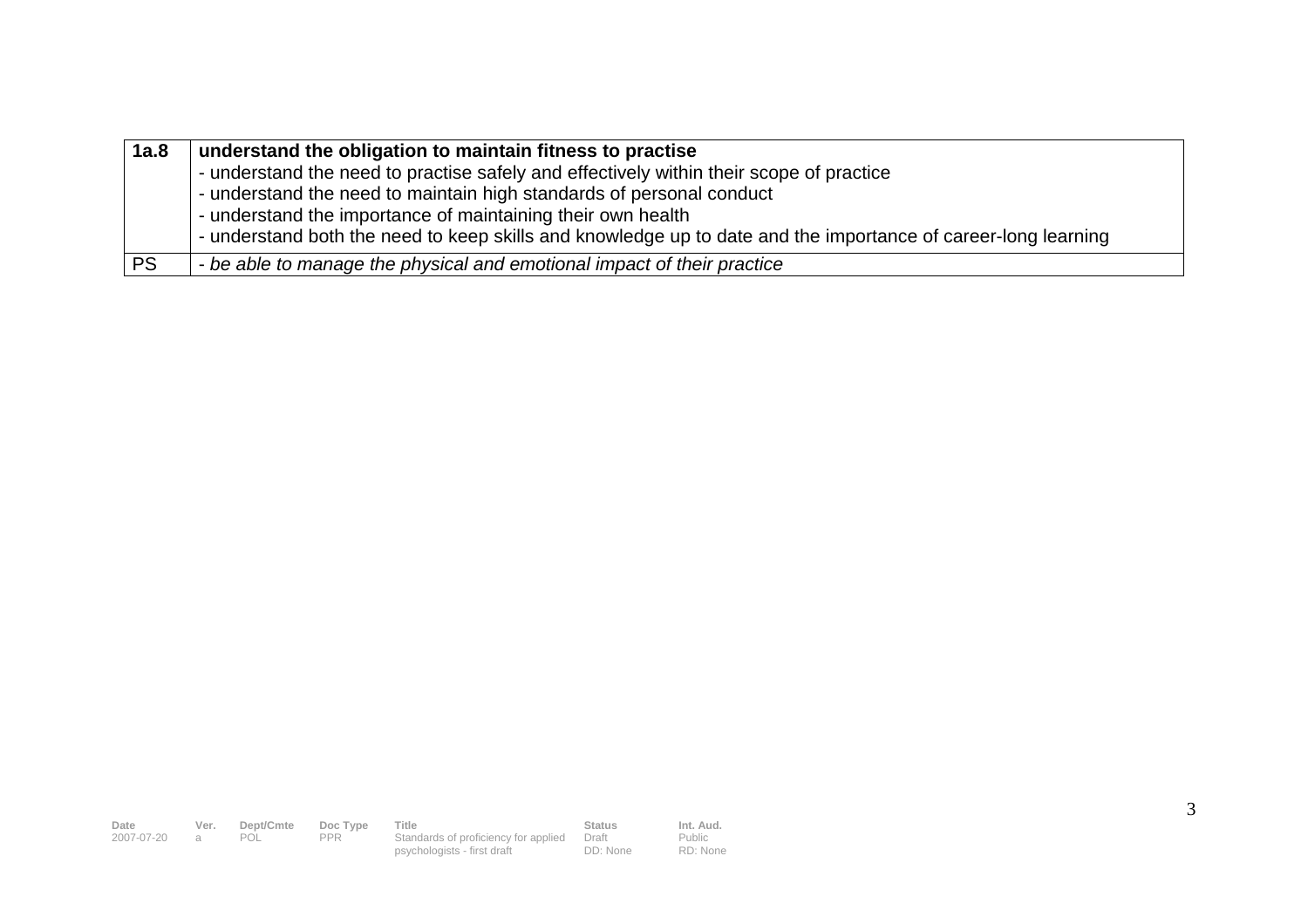| **1a.8** | **understand the obligation to maintain fitness to practise**<br>- understand the need to practise safely and effectively within their scope of practice<br>- understand the need to maintain high standards of personal conduct<br>- understand the importance of maintaining their own health<br>- understand both the need to keep skills and knowledge up to date and the importance of career-long learning |
|---|---|
| PS | *- be able to manage the physical and emotional impact of their practice* |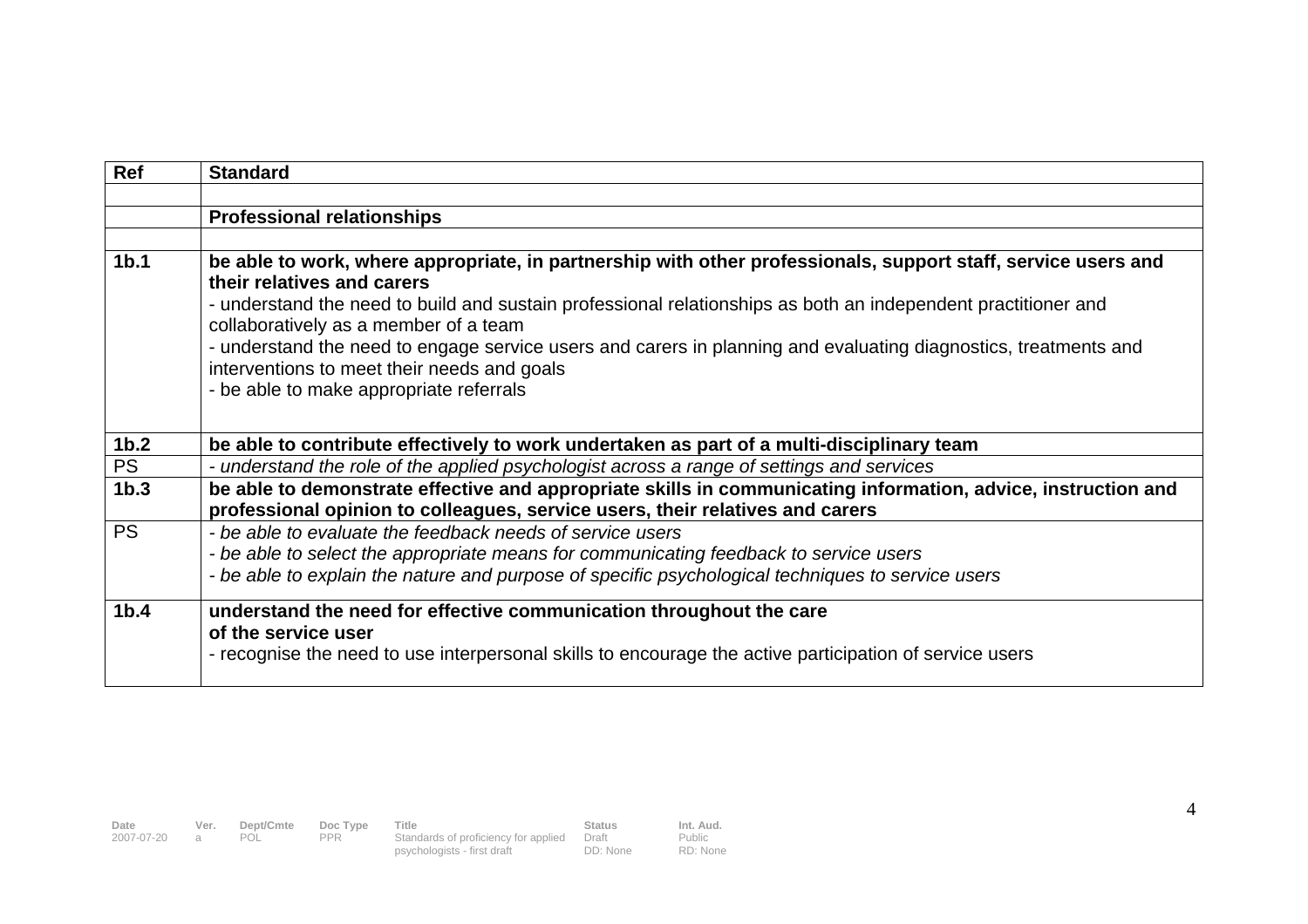| Ref | Standard |
|---|---|
| | |
| | **Professional relationships** |
| | |
| **1b.1** | **be able to work, where appropriate, in partnership with other professionals, support staff, service users and their relatives and carers**<br>- understand the need to build and sustain professional relationships as both an independent practitioner and collaboratively as a member of a team<br>- understand the need to engage service users and carers in planning and evaluating diagnostics, treatments and interventions to meet their needs and goals<br>- be able to make appropriate referrals |
| **1b.2** | **be able to contribute effectively to work undertaken as part of a multi-disciplinary team** |
| PS | *- understand the role of the applied psychologist across a range of settings and services* |
| **1b.3** | **be able to demonstrate effective and appropriate skills in communicating information, advice, instruction and professional opinion to colleagues, service users, their relatives and carers** |
| PS | *- be able to evaluate the feedback needs of service users*<br>*- be able to select the appropriate means for communicating feedback to service users*<br>*- be able to explain the nature and purpose of specific psychological techniques to service users* |
| **1b.4** | **understand the need for effective communication throughout the care of the service user**<br>- recognise the need to use interpersonal skills to encourage the active participation of service users |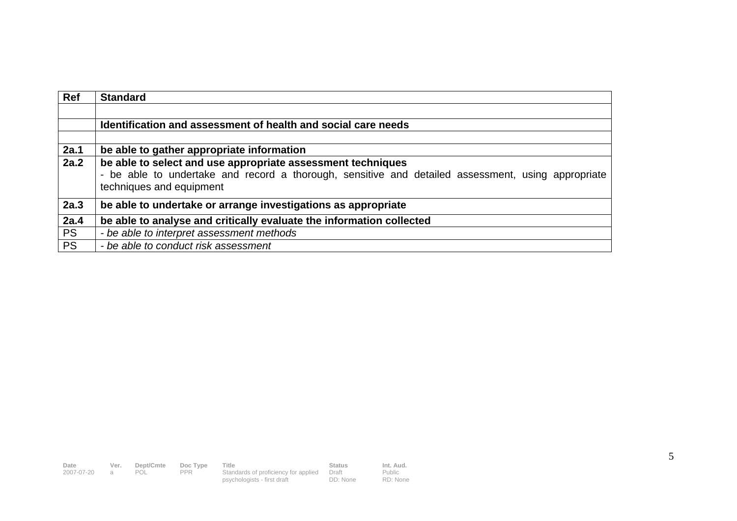| Ref | Standard |
|---|---|
| | |
| | **Identification and assessment of health and social care needs** |
| | |
| **2a.1** | **be able to gather appropriate information** |
| **2a.2** | **be able to select and use appropriate assessment techniques**<br>- be able to undertake and record a thorough, sensitive and detailed assessment, using appropriate techniques and equipment |
| **2a.3** | **be able to undertake or arrange investigations as appropriate** |
| **2a.4** | **be able to analyse and critically evaluate the information collected** |
| PS | *- be able to interpret assessment methods* |
| PS | *- be able to conduct risk assessment* |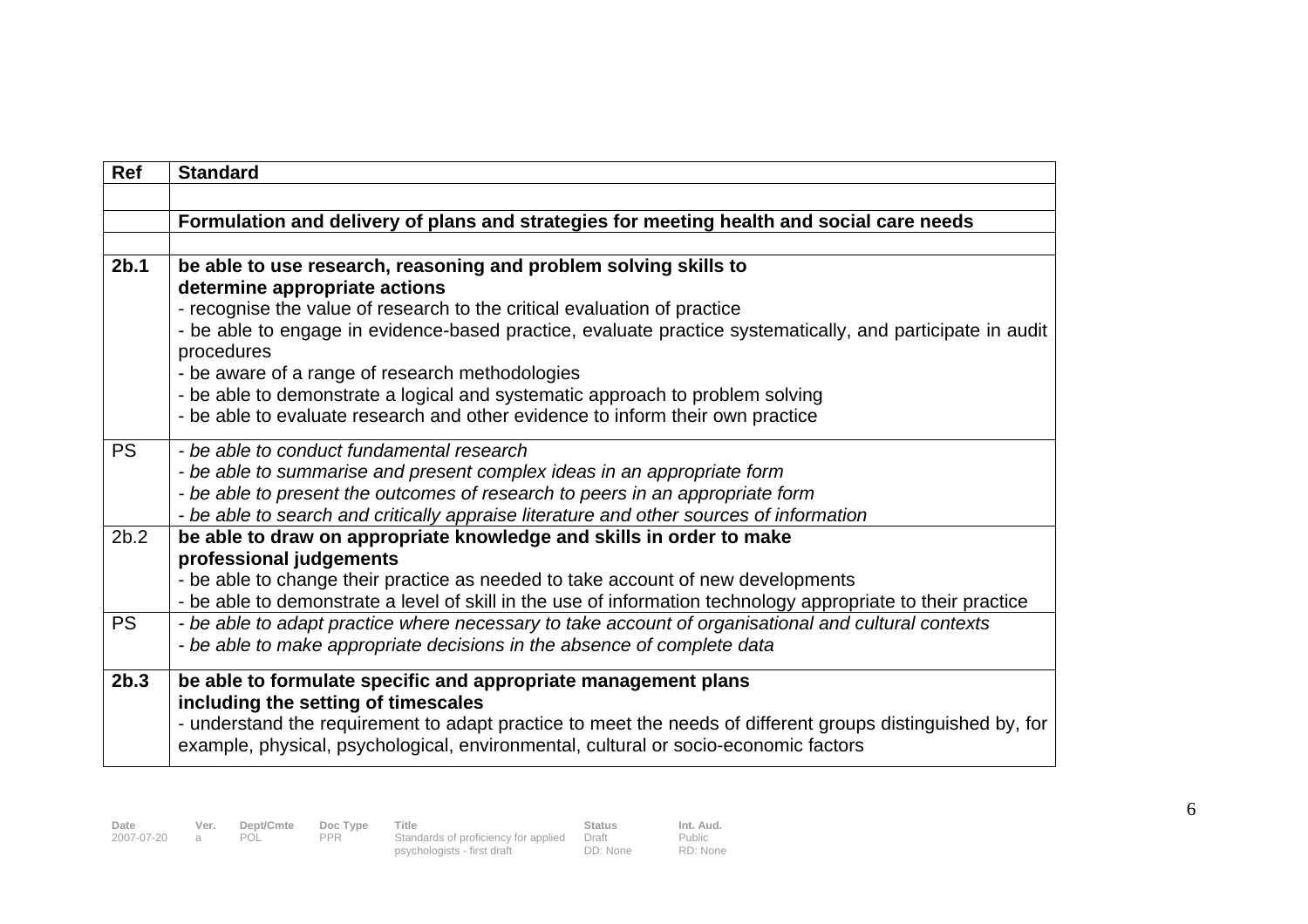| Ref | Standard |
|---|---|
| | |
| | **Formulation and delivery of plans and strategies for meeting health and social care needs** |
| | |
| **2b.1** | **be able to use research, reasoning and problem solving skills to determine appropriate actions**<br>- recognise the value of research to the critical evaluation of practice<br>- be able to engage in evidence-based practice, evaluate practice systematically, and participate in audit procedures<br>- be aware of a range of research methodologies<br>- be able to demonstrate a logical and systematic approach to problem solving<br>- be able to evaluate research and other evidence to inform their own practice |
| PS | *- be able to conduct fundamental research*<br>*- be able to summarise and present complex ideas in an appropriate form*<br>*- be able to present the outcomes of research to peers in an appropriate form*<br>*- be able to search and critically appraise literature and other sources of information* |
| 2b.2 | **be able to draw on appropriate knowledge and skills in order to make professional judgements**<br>- be able to change their practice as needed to take account of new developments<br>- be able to demonstrate a level of skill in the use of information technology appropriate to their practice |
| PS | *- be able to adapt practice where necessary to take account of organisational and cultural contexts*<br>*- be able to make appropriate decisions in the absence of complete data* |
| **2b.3** | **be able to formulate specific and appropriate management plans including the setting of timescales**<br>- understand the requirement to adapt practice to meet the needs of different groups distinguished by, for example, physical, psychological, environmental, cultural or socio-economic factors |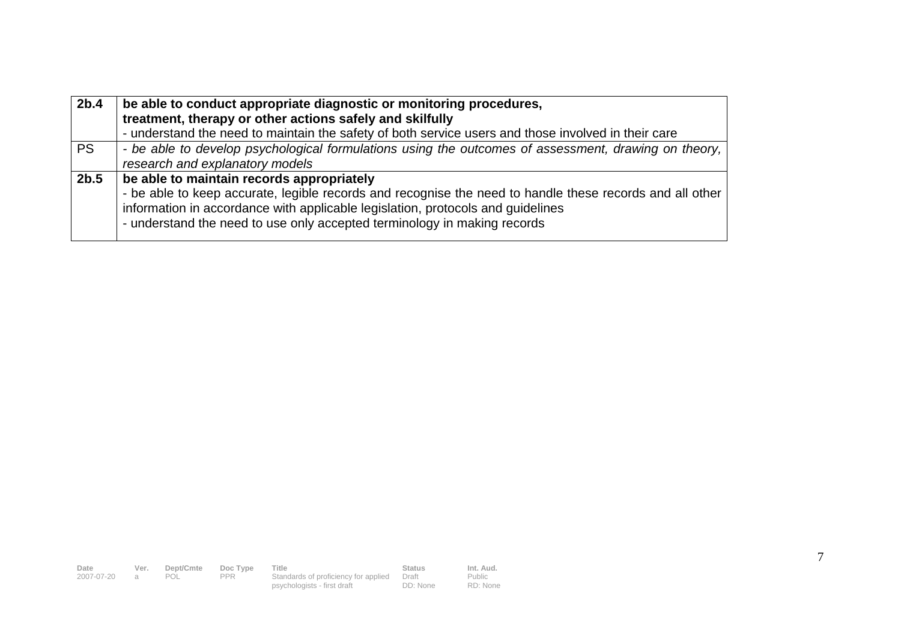| | |
|---|---|
| **2b.4** | **be able to conduct appropriate diagnostic or monitoring procedures, treatment, therapy or other actions safely and skilfully**<br>- understand the need to maintain the safety of both service users and those involved in their care |
| PS | *- be able to develop psychological formulations using the outcomes of assessment, drawing on theory, research and explanatory models* |
| **2b.5** | **be able to maintain records appropriately**<br>- be able to keep accurate, legible records and recognise the need to handle these records and all other information in accordance with applicable legislation, protocols and guidelines<br>- understand the need to use only accepted terminology in making records |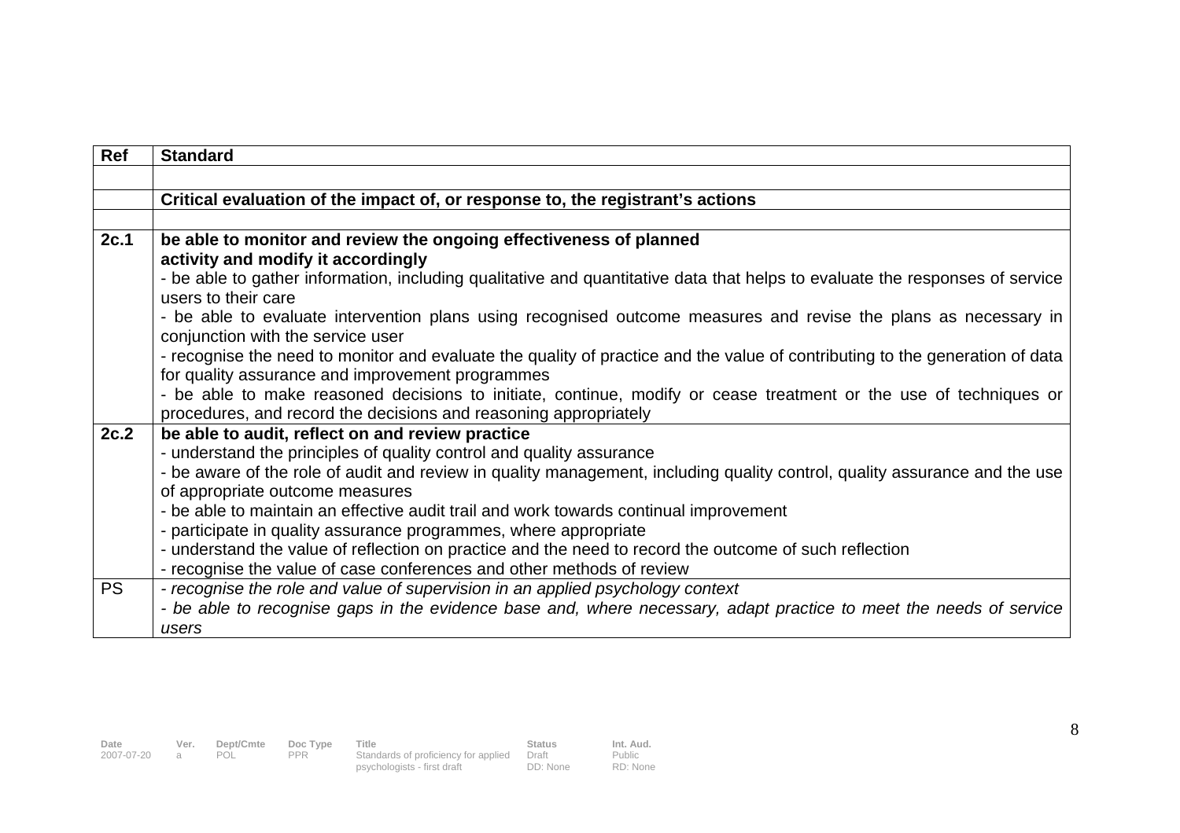| Ref | Standard |
|---|---|
| | |
| | **Critical evaluation of the impact of, or response to, the registrant's actions** |
| | |
| **2c.1** | **be able to monitor and review the ongoing effectiveness of planned activity and modify it accordingly**<br>- be able to gather information, including qualitative and quantitative data that helps to evaluate the responses of service users to their care<br>- be able to evaluate intervention plans using recognised outcome measures and revise the plans as necessary in conjunction with the service user<br>- recognise the need to monitor and evaluate the quality of practice and the value of contributing to the generation of data for quality assurance and improvement programmes<br>- be able to make reasoned decisions to initiate, continue, modify or cease treatment or the use of techniques or procedures, and record the decisions and reasoning appropriately |
| **2c.2** | **be able to audit, reflect on and review practice**<br>- understand the principles of quality control and quality assurance<br>- be aware of the role of audit and review in quality management, including quality control, quality assurance and the use of appropriate outcome measures<br>- be able to maintain an effective audit trail and work towards continual improvement<br>- participate in quality assurance programmes, where appropriate<br>- understand the value of reflection on practice and the need to record the outcome of such reflection<br>- recognise the value of case conferences and other methods of review |
| PS | *- recognise the role and value of supervision in an applied psychology context*<br>*- be able to recognise gaps in the evidence base and, where necessary, adapt practice to meet the needs of service users* |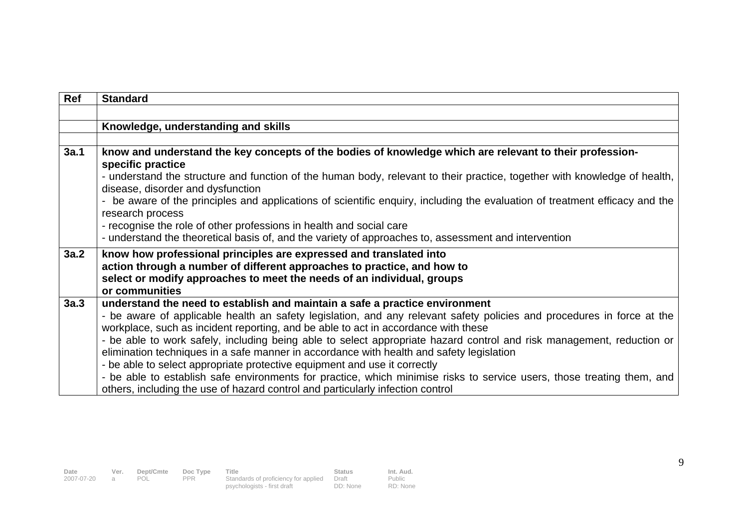| Ref | Standard |
|---|---|
| | |
| | **Knowledge, understanding and skills** |
| | |
| **3a.1** | **know and understand the key concepts of the bodies of knowledge which are relevant to their profession-specific practice**<br>- understand the structure and function of the human body, relevant to their practice, together with knowledge of health, disease, disorder and dysfunction<br>- be aware of the principles and applications of scientific enquiry, including the evaluation of treatment efficacy and the research process<br>- recognise the role of other professions in health and social care<br>- understand the theoretical basis of, and the variety of approaches to, assessment and intervention |
| **3a.2** | **know how professional principles are expressed and translated into action through a number of different approaches to practice, and how to select or modify approaches to meet the needs of an individual, groups or communities** |
| **3a.3** | **understand the need to establish and maintain a safe a practice environment**<br>- be aware of applicable health an safety legislation, and any relevant safety policies and procedures in force at the workplace, such as incident reporting, and be able to act in accordance with these<br>- be able to work safely, including being able to select appropriate hazard control and risk management, reduction or elimination techniques in a safe manner in accordance with health and safety legislation<br>- be able to select appropriate protective equipment and use it correctly<br>- be able to establish safe environments for practice, which minimise risks to service users, those treating them, and others, including the use of hazard control and particularly infection control |